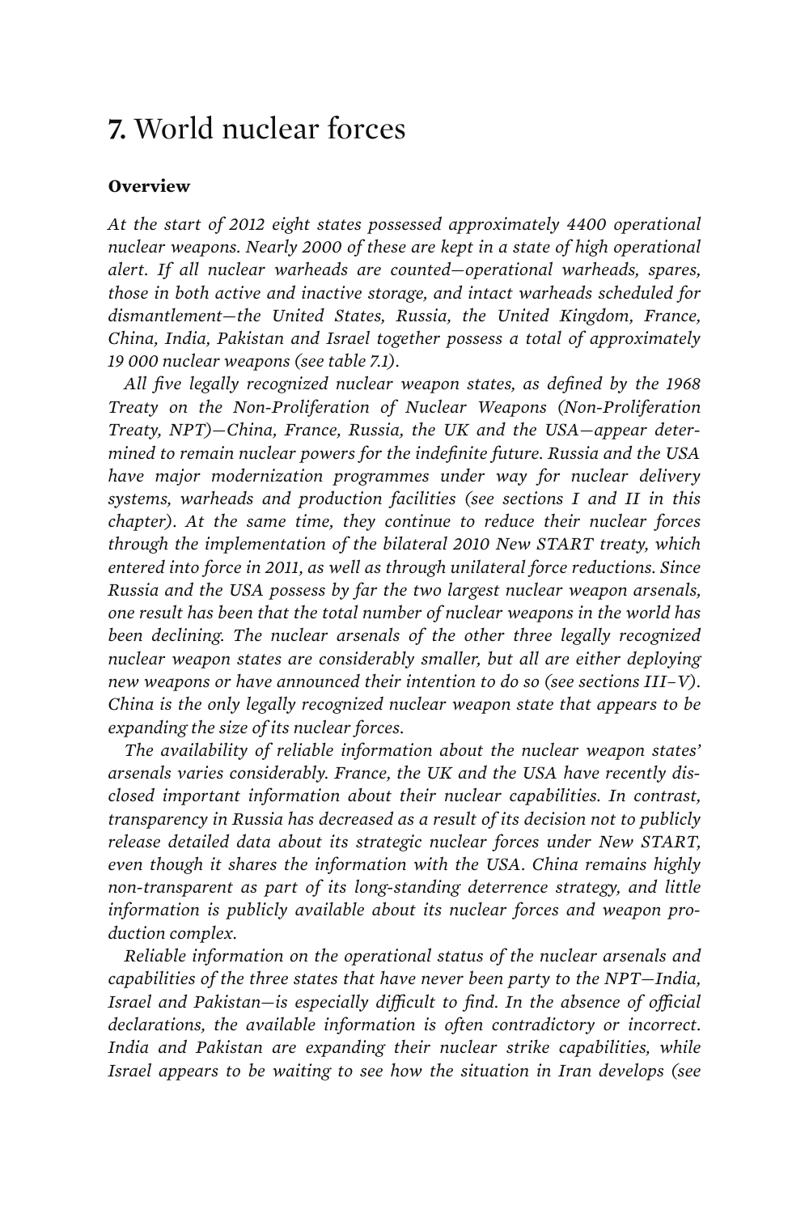# 7. World nuclear forces

### Overview

*At the start of 2012 eight states possessed approximately 4400 operational nuclear weapons. Nearly 2000 of these are kept in a state of high operational alert. If all nuclear warheads are counted—operational warheads, spares, those in both active and inactive storage, and intact warheads scheduled for dismantlement—the United States, Russia, the United Kingdom, France, China, India, Pakistan and Israel together possess a total of approximately 19 000 nuclear weapons (see table 7.1).*

*All five legally recognized nuclear weapon states, as defined by the 1968 Treaty on the Non-Proliferation of Nuclear Weapons (Non-Proliferation Treaty, NPT)—China, France, Russia, the UK and the USA—appear determined to remain nuclear powers for the indefinite future. Russia and the USA have major modernization programmes under way for nuclear delivery systems, warheads and production facilities (see sections I and II in this chapter). At the same time, they continue to reduce their nuclear forces through the implementation of the bilateral 2010 New START treaty, which entered into force in 2011, as well as through unilateral force reductions. Since Russia and the USA possess by far the two largest nuclear weapon arsenals, one result has been that the total number of nuclear weapons in the world has been declining. The nuclear arsenals of the other three legally recognized nuclear weapon states are considerably smaller, but all are either deploying new weapons or have announced their intention to do so (see sections III–V). China is the only legally recognized nuclear weapon state that appears to be expanding the size of its nuclear forces.*

*The availability of reliable information about the nuclear weapon states' arsenals varies considerably. France, the UK and the USA have recently disclosed important information about their nuclear capabilities. In contrast, transparency in Russia has decreased as a result of its decision not to publicly release detailed data about its strategic nuclear forces under New START, even though it shares the information with the USA. China remains highly non-transparent as part of its long-standing deterrence strategy, and little information is publicly available about its nuclear forces and weapon production complex.*

*Reliable information on the operational status of the nuclear arsenals and capabilities of the three states that have never been party to the NPT—India, Israel and Pakistan—is especially difficult to find. In the absence of official declarations, the available information is often contradictory or incorrect. India and Pakistan are expanding their nuclear strike capabilities, while Israel appears to be waiting to see how the situation in Iran develops (see*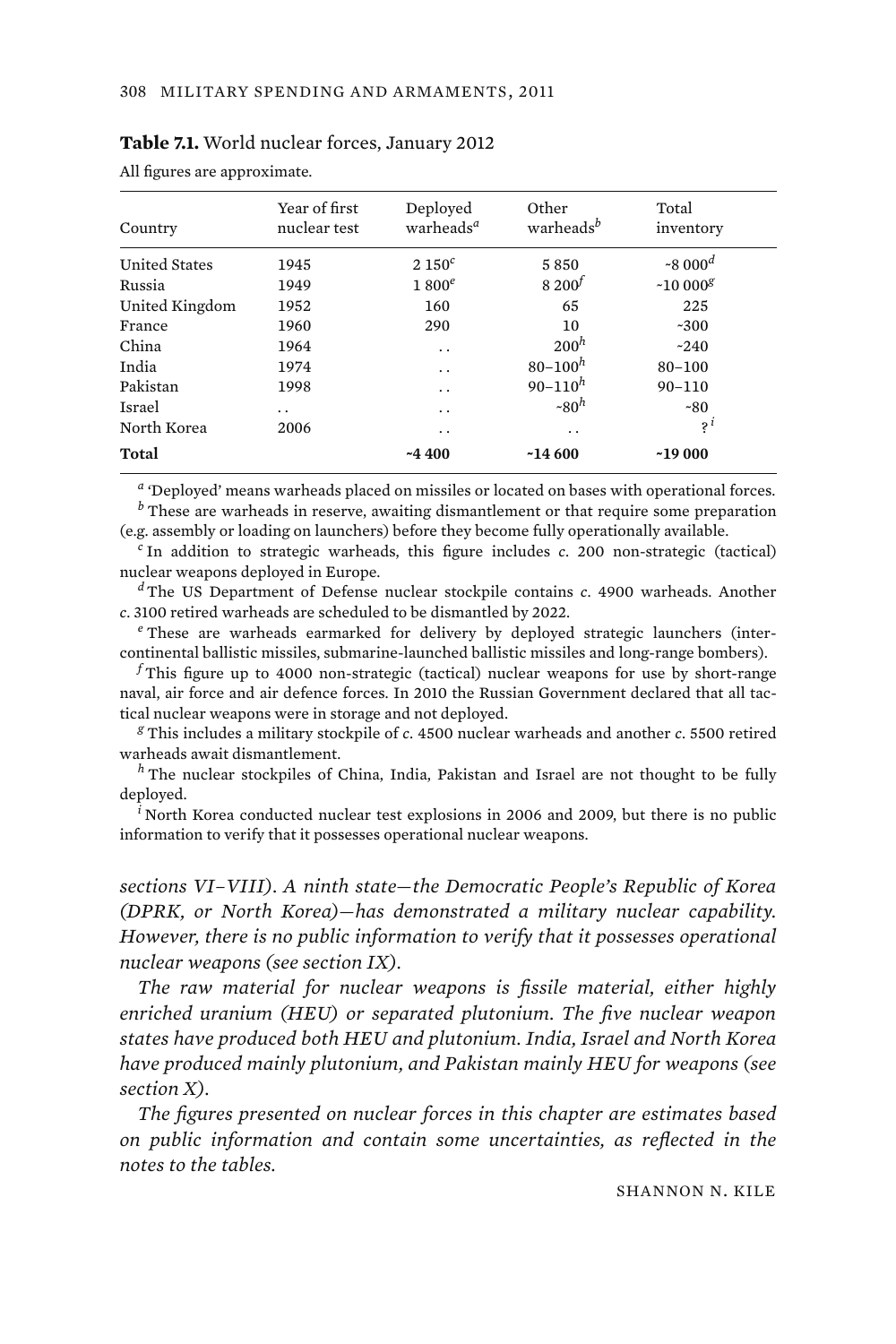**Table 7.1.** World nuclear forces, January 2012

All figures are approximate.

| Country | Year of first nuclear test | Deployed warheads[a] | Other warheads[b] | Total inventory |
|---|---|---|---|---|
| United States | 1945 | 2 150[c] | 5 850 | ~8 000[d] |
| Russia | 1949 | 1 800[e] | 8 200[f] | ~10 000[g] |
| United Kingdom | 1952 | 160 | 65 | 225 |
| France | 1960 | 290 | 10 | ~300 |
| China | 1964 | . . | 200[h] | ~240 |
| India | 1974 | . . | 80–100[h] | 80–100 |
| Pakistan | 1998 | . . | 90–110[h] | 90–110 |
| Israel | . . | . . | ~80[h] | ~80 |
| North Korea | 2006 | . . | . . | ?[i] |
| **Total** | | **~4 400** | **~14 600** | **~19 000** |

[a] 'Deployed' means warheads placed on missiles or located on bases with operational forces.

[b] These are warheads in reserve, awaiting dismantlement or that require some preparation (e.g. assembly or loading on launchers) before they become fully operationally available.

[c] In addition to strategic warheads, this figure includes *c*. 200 non-strategic (tactical) nuclear weapons deployed in Europe.

[d] The US Department of Defense nuclear stockpile contains *c*. 4900 warheads. Another *c*. 3100 retired warheads are scheduled to be dismantled by 2022.

[e] These are warheads earmarked for delivery by deployed strategic launchers (intercontinental ballistic missiles, submarine-launched ballistic missiles and long-range bombers).

[f] This figure up to 4000 non-strategic (tactical) nuclear weapons for use by short-range naval, air force and air defence forces. In 2010 the Russian Government declared that all tactical nuclear weapons were in storage and not deployed.

[g] This includes a military stockpile of *c*. 4500 nuclear warheads and another *c*. 5500 retired warheads await dismantlement.

[h] The nuclear stockpiles of China, India, Pakistan and Israel are not thought to be fully deployed.

[i] North Korea conducted nuclear test explosions in 2006 and 2009, but there is no public information to verify that it possesses operational nuclear weapons.

*sections VI–VIII). A ninth state—the Democratic People's Republic of Korea (DPRK, or North Korea)—has demonstrated a military nuclear capability. However, there is no public information to verify that it possesses operational nuclear weapons (see section IX).*

*The raw material for nuclear weapons is fissile material, either highly enriched uranium (HEU) or separated plutonium. The five nuclear weapon states have produced both HEU and plutonium. India, Israel and North Korea have produced mainly plutonium, and Pakistan mainly HEU for weapons (see section X).*

*The figures presented on nuclear forces in this chapter are estimates based on public information and contain some uncertainties, as reflected in the notes to the tables.*

SHANNON N. KILE